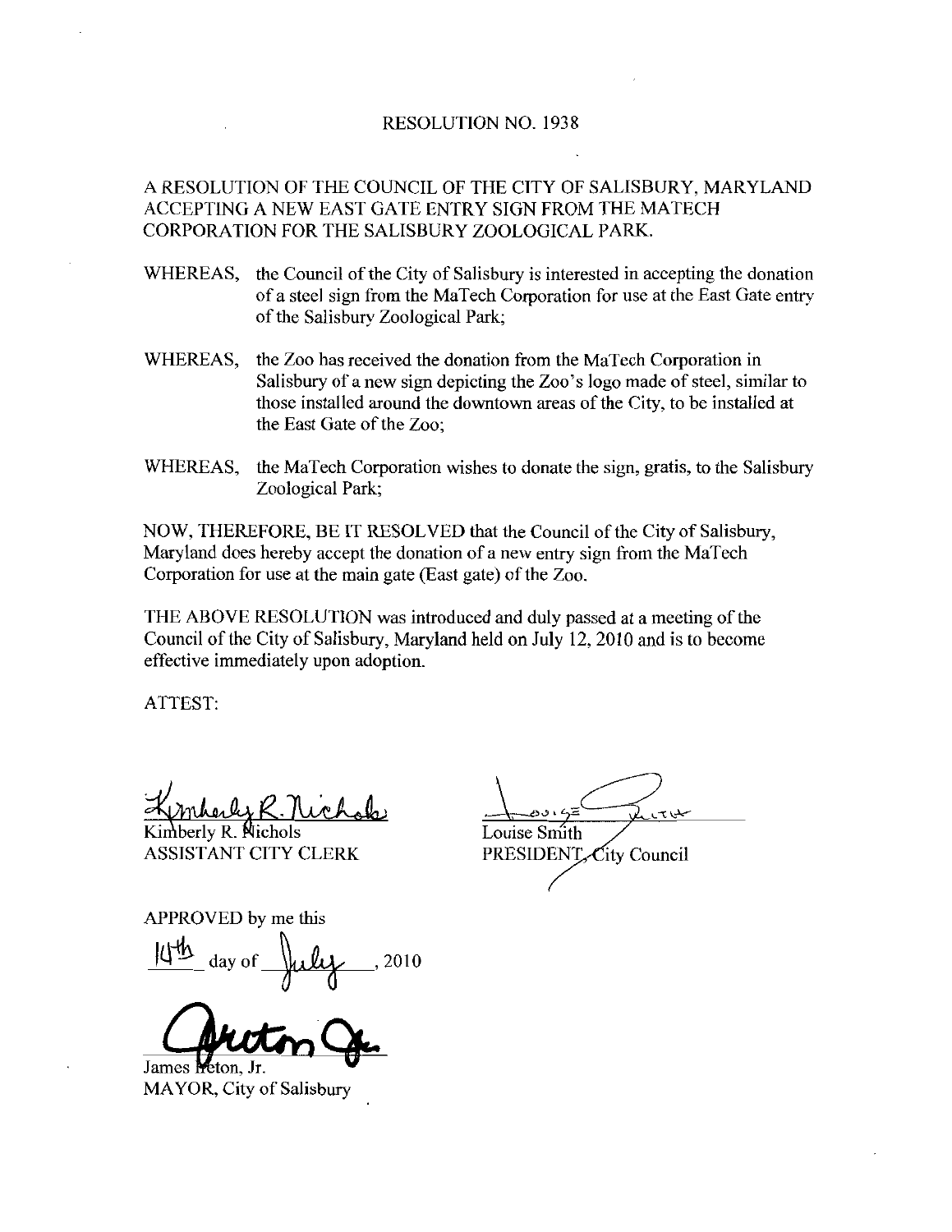RESOLUTION NO. 1938

A RESOLUTION OF THE COUNCIL OF THE CITY OF SALISBURY, MARYLAND ACCEPTING A NEW EAST GATE ENTRY SIGN FROM THE MATECH CORPORATION FOR THE SALISBURY ZOOLOGICAL PARK.

WHEREAS, the Council of the City of Salisbury is interested in accepting the donation of a steel sign from the MaTech Corporation for use at the East Gate entry of the Salisbury Zoological Park;

WHEREAS, the Zoo has received the donation from the MaTech Corporation in Salisbury of a new sign depicting the Zoo's logo made of steel, similar to those installed around the downtown areas of the City, to be installed at the East Gate of the Zoo;

WHEREAS, the MaTech Corporation wishes to donate the sign, gratis, to the Salisbury Zoological Park;

NOW, THEREFORE, BE IT RESOLVED that the Council of the City of Salisbury, Maryland does hereby accept the donation of a new entry sign from the MaTech Corporation for use at the main gate (East gate) of the Zoo.

THE ABOVE RESOLUTION was introduced and duly passed at a meeting of the Council of the City of Salisbury, Maryland held on July 12, 2010 and is to become effective immediately upon adoption.

ATTEST:

Kimberly R. Nichols
ASSISTANT CITY CLERK

Louise Smith
PRESIDENT, City Council

APPROVED by me this

14th day of July, 2010

James Ireton, Jr.
MAYOR, City of Salisbury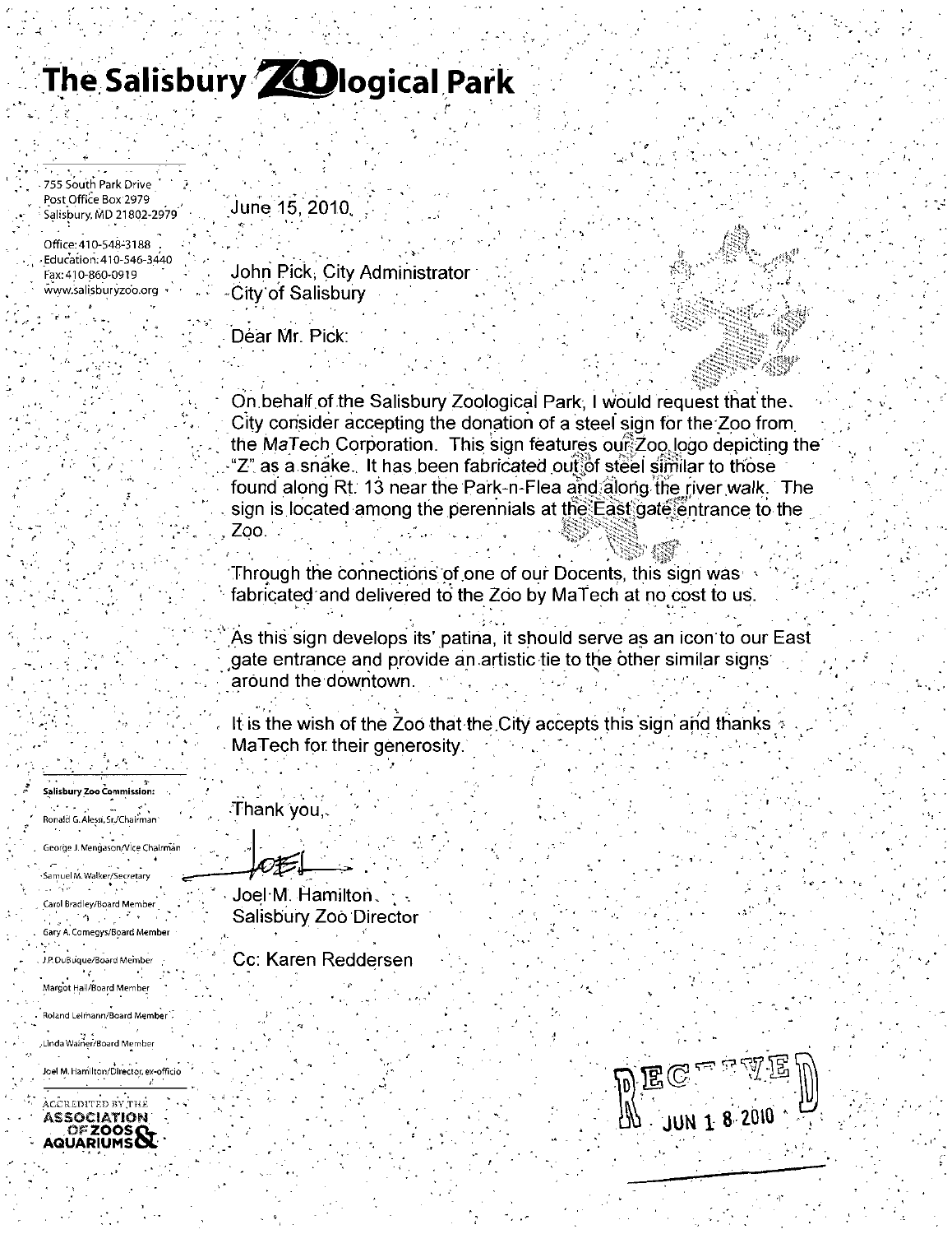# The Salisbury ZOOlogical Park

755 South Park Drive
Post Office Box 2979
Salisbury, MD 21802-2979

Office: 410-548-3188
Education: 410-546-3440
Fax: 410-860-0919
www.salisburyzoo.org

June 15, 2010

John Pick, City Administrator
City of Salisbury

Dear Mr. Pick:

On behalf of the Salisbury Zoological Park, I would request that the City consider accepting the donation of a steel sign for the Zoo from the MaTech Corporation. This sign features our Zoo logo depicting the "Z" as a snake. It has been fabricated out of steel similar to those found along Rt. 13 near the Park-n-Flea and along the river walk. The sign is located among the perennials at the East gate entrance to the Zoo.

Through the connections of one of our Docents, this sign was fabricated and delivered to the Zoo by MaTech at no cost to us.

As this sign develops its' patina, it should serve as an icon to our East gate entrance and provide an artistic tie to the other similar signs around the downtown.

It is the wish of the Zoo that the City accepts this sign and thanks MaTech for their generosity.

Thank you,

JOEL

Joel M. Hamilton
Salisbury Zoo Director

Cc: Karen Reddersen

**Salisbury Zoo Commission:**

Ronald G. Alessi, Sr./Chairman
George J. Mengason/Vice Chairman
Samuel M. Walker/Secretary
Carol Bradley/Board Member
Gary A. Comegys/Board Member
J.P. DuBuque/Board Member
Margot Hall/Board Member
Roland Lelmann/Board Member
Linda Wainer/Board Member
Joel M. Hamilton/Director, ex-officio

ACCREDITED BY THE ASSOCIATION OF ZOOS & AQUARIUMS

RECEIVED
JUN 18 2010